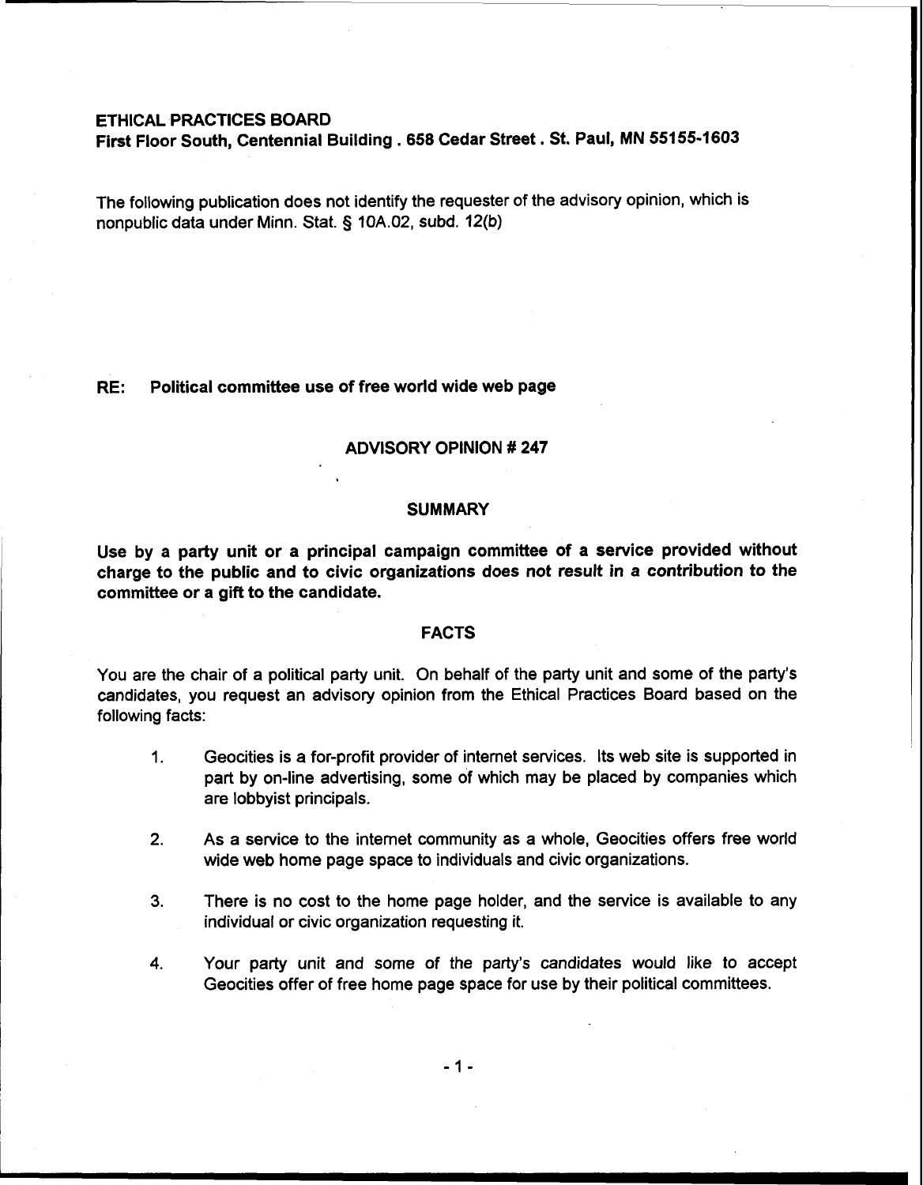**ETHICAL PRACTICES BOARD**
**First Floor South, Centennial Building . 658 Cedar Street . St. Paul, MN 55155-1603**

The following publication does not identify the requester of the advisory opinion, which is nonpublic data under Minn. Stat. § 10A.02, subd. 12(b)

**RE: Political committee use of free world wide web page**

## ADVISORY OPINION # 247

### SUMMARY

**Use by a party unit or a principal campaign committee of a service provided without charge to the public and to civic organizations does not result in a contribution to the committee or a gift to the candidate.**

### FACTS

You are the chair of a political party unit. On behalf of the party unit and some of the party's candidates, you request an advisory opinion from the Ethical Practices Board based on the following facts:

1. Geocities is a for-profit provider of internet services. Its web site is supported in part by on-line advertising, some of which may be placed by companies which are lobbyist principals.

2. As a service to the internet community as a whole, Geocities offers free world wide web home page space to individuals and civic organizations.

3. There is no cost to the home page holder, and the service is available to any individual or civic organization requesting it.

4. Your party unit and some of the party's candidates would like to accept Geocities offer of free home page space for use by their political committees.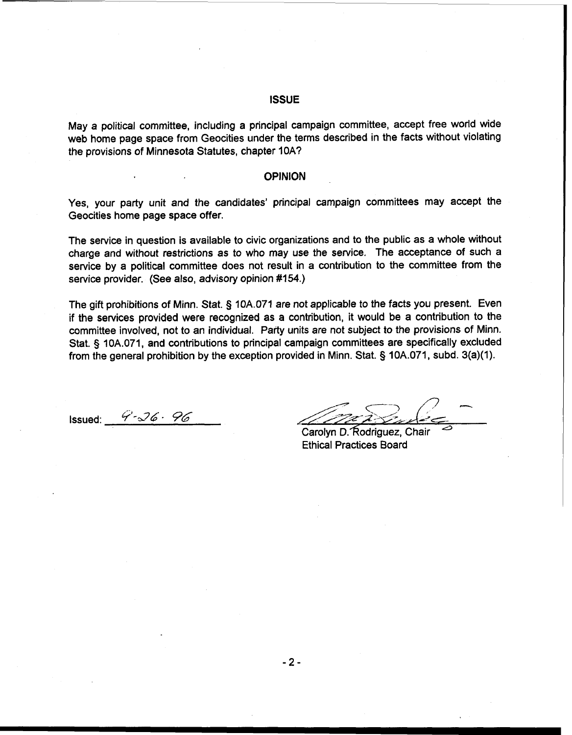## ISSUE

May a political committee, including a principal campaign committee, accept free world wide web home page space from Geocities under the terms described in the facts without violating the provisions of Minnesota Statutes, chapter 10A?

## OPINION

Yes, your party unit and the candidates' principal campaign committees may accept the Geocities home page space offer.

The service in question is available to civic organizations and to the public as a whole without charge and without restrictions as to who may use the service. The acceptance of such a service by a political committee does not result in a contribution to the committee from the service provider. (See also, advisory opinion #154.)

The gift prohibitions of Minn. Stat. § 10A.071 are not applicable to the facts you present. Even if the services provided were recognized as a contribution, it would be a contribution to the committee involved, not to an individual. Party units are not subject to the provisions of Minn. Stat. § 10A.071, and contributions to principal campaign committees are specifically excluded from the general prohibition by the exception provided in Minn. Stat. § 10A.071, subd. 3(a)(1).

Issued: 9-26-96

Carolyn D. Rodriguez, Chair
Ethical Practices Board